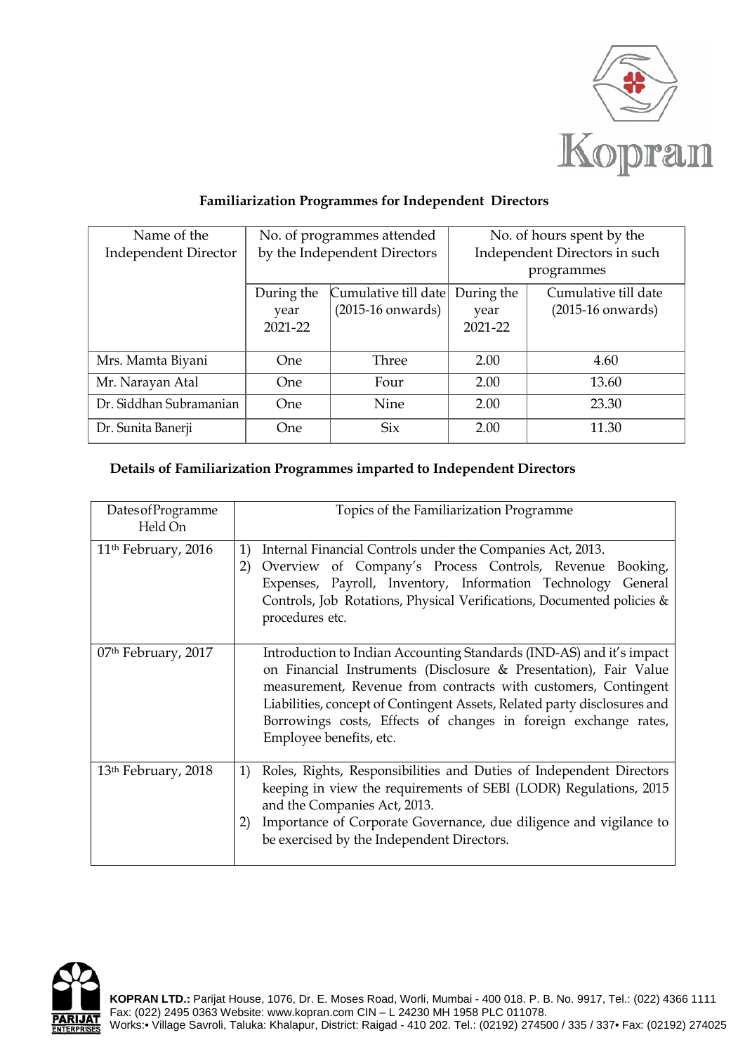## Familiarization Programmes for Independent Directors

| Name of the Independent Director | No. of programmes attended by the Independent Directors | | No. of hours spent by the Independent Directors in such programmes | |
|---|---|---|---|---|
| | During the year 2021-22 | Cumulative till date (2015-16 onwards) | During the year 2021-22 | Cumulative till date (2015-16 onwards) |
| Mrs. Mamta Biyani | One | Three | 2.00 | 4.60 |
| Mr. Narayan Atal | One | Four | 2.00 | 13.60 |
| Dr. Siddhan Subramanian | One | Nine | 2.00 | 23.30 |
| Dr. Sunita Banerji | One | Six | 2.00 | 11.30 |

## Details of Familiarization Programmes imparted to Independent Directors

| Dates of Programme Held On | Topics of the Familiarization Programme |
|---|---|
| 11th February, 2016 | 1) Internal Financial Controls under the Companies Act, 2013.<br>2) Overview of Company's Process Controls, Revenue Booking, Expenses, Payroll, Inventory, Information Technology General Controls, Job Rotations, Physical Verifications, Documented policies & procedures etc. |
| 07th February, 2017 | Introduction to Indian Accounting Standards (IND-AS) and it's impact on Financial Instruments (Disclosure & Presentation), Fair Value measurement, Revenue from contracts with customers, Contingent Liabilities, concept of Contingent Assets, Related party disclosures and Borrowings costs, Effects of changes in foreign exchange rates, Employee benefits, etc. |
| 13th February, 2018 | 1) Roles, Rights, Responsibilities and Duties of Independent Directors keeping in view the requirements of SEBI (LODR) Regulations, 2015 and the Companies Act, 2013.<br>2) Importance of Corporate Governance, due diligence and vigilance to be exercised by the Independent Directors. |

**KOPRAN LTD.:** Parijat House, 1076, Dr. E. Moses Road, Worli, Mumbai - 400 018. P. B. No. 9917, Tel.: (022) 4366 1111 Fax: (022) 2495 0363 Website: www.kopran.com CIN – L 24230 MH 1958 PLC 011078.
Works:• Village Savroli, Taluka: Khalapur, District: Raigad - 410 202. Tel.: (02192) 274500 / 335 / 337• Fax: (02192) 274025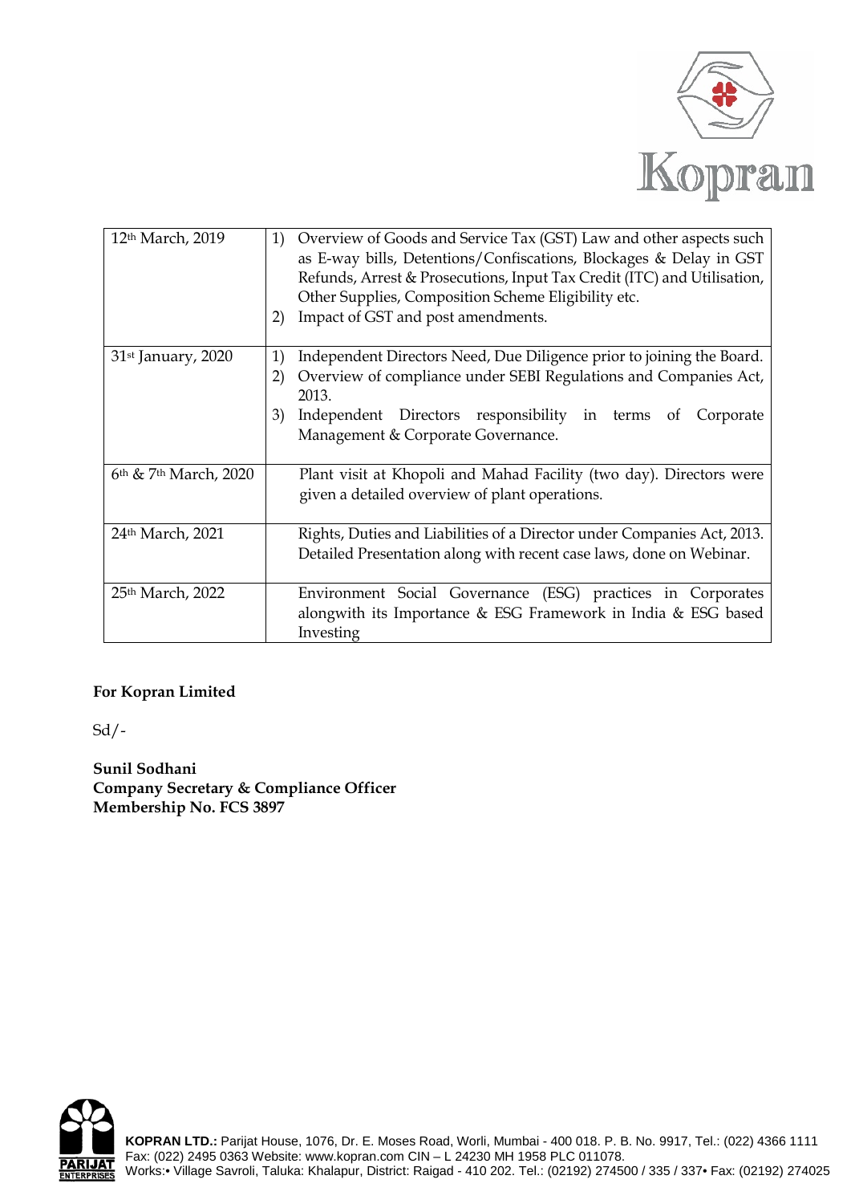| | |
|---|---|
| 12th March, 2019 | 1) Overview of Goods and Service Tax (GST) Law and other aspects such as E-way bills, Detentions/Confiscations, Blockages & Delay in GST Refunds, Arrest & Prosecutions, Input Tax Credit (ITC) and Utilisation, Other Supplies, Composition Scheme Eligibility etc.<br>2) Impact of GST and post amendments. |
| 31st January, 2020 | 1) Independent Directors Need, Due Diligence prior to joining the Board.<br>2) Overview of compliance under SEBI Regulations and Companies Act, 2013.<br>3) Independent Directors responsibility in terms of Corporate Management & Corporate Governance. |
| 6th & 7th March, 2020 | Plant visit at Khopoli and Mahad Facility (two day). Directors were given a detailed overview of plant operations. |
| 24th March, 2021 | Rights, Duties and Liabilities of a Director under Companies Act, 2013. Detailed Presentation along with recent case laws, done on Webinar. |
| 25th March, 2022 | Environment Social Governance (ESG) practices in Corporates alongwith its Importance & ESG Framework in India & ESG based Investing |

**For Kopran Limited**

Sd/-

**Sunil Sodhani**
**Company Secretary & Compliance Officer**
**Membership No. FCS 3897**

**KOPRAN LTD.:** Parijat House, 1076, Dr. E. Moses Road, Worli, Mumbai - 400 018. P. B. No. 9917, Tel.: (022) 4366 1111 Fax: (022) 2495 0363 Website: www.kopran.com CIN – L 24230 MH 1958 PLC 011078.
Works:• Village Savroli, Taluka: Khalapur, District: Raigad - 410 202. Tel.: (02192) 274500 / 335 / 337• Fax: (02192) 274025